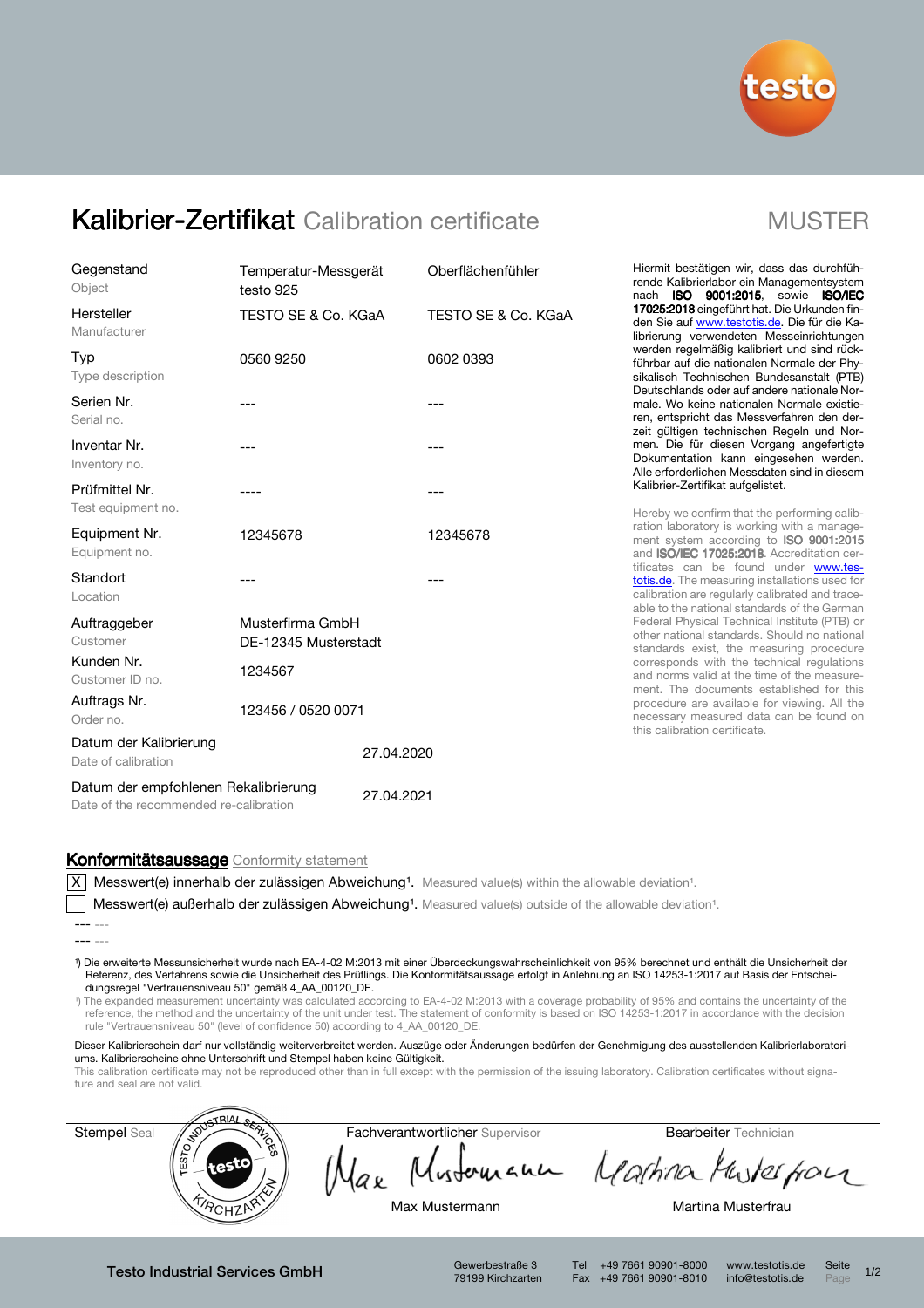# Kalibrier-Zertifikat Calibration certificate

MUSTER

| | | |
|---|---|---|
| Gegenstand<br>Object | Temperatur-Messgerät<br>testo 925 | Oberflächenfühler |
| Hersteller<br>Manufacturer | TESTO SE & Co. KGaA | TESTO SE & Co. KGaA |
| Typ<br>Type description | 0560 9250 | 0602 0393 |
| Serien Nr.<br>Serial no. | --- | --- |
| Inventar Nr.<br>Inventory no. | --- | --- |
| Prüfmittel Nr.<br>Test equipment no. | ---- | --- |
| Equipment Nr.<br>Equipment no. | 12345678 | 12345678 |
| Standort<br>Location | --- | --- |
| Auftraggeber<br>Customer | Musterfirma GmbH<br>DE-12345 Musterstadt | |
| Kunden Nr.<br>Customer ID no. | 1234567 | |
| Auftrags Nr.<br>Order no. | 123456 / 0520 0071 | |
| Datum der Kalibrierung<br>Date of calibration | 27.04.2020 | |
| Datum der empfohlenen Rekalibrierung<br>Date of the recommended re-calibration | 27.04.2021 | |

Hiermit bestätigen wir, dass das durchführende Kalibrierlabor ein Managementsystem nach **ISO 9001:2015**, sowie **ISO/IEC 17025:2018** eingeführt hat. Die Urkunden finden Sie auf www.testotis.de. Die für die Kalibrierung verwendeten Messeinrichtungen werden regelmäßig kalibriert und sind rückführbar auf die nationalen Normale der Physikalisch Technischen Bundesanstalt (PTB) Deutschlands oder auf andere nationale Normale. Wo keine nationalen Normale existieren, entspricht das Messverfahren den derzeit gültigen technischen Regeln und Normen. Die für diesen Vorgang angefertigte Dokumentation kann eingesehen werden. Alle erforderlichen Messdaten sind in diesem Kalibrier-Zertifikat aufgelistet.

Hereby we confirm that the performing calibration laboratory is working with a management system according to **ISO 9001:2015** and **ISO/IEC 17025:2018**. Accreditation certificates can be found under www.testotis.de. The measuring installations used for calibration are regularly calibrated and traceable to the national standards of the German Federal Physical Technical Institute (PTB) or other national standards. Should no national standards exist, the measuring procedure corresponds with the technical regulations and norms valid at the time of the measurement. The documents established for this procedure are available for viewing. All the necessary measured data can be found on this calibration certificate.

## Konformitätsaussage Conformity statement

- [X] Messwert(e) innerhalb der zulässigen Abweichung[1]. Measured value(s) within the allowable deviation[1].
- [ ] Messwert(e) außerhalb der zulässigen Abweichung[1]. Measured value(s) outside of the allowable deviation[1].

--- ---

--- ---

[1]) Die erweiterte Messunsicherheit wurde nach EA-4-02 M:2013 mit einer Überdeckungswahrscheinlichkeit von 95% berechnet und enthält die Unsicherheit der Referenz, des Verfahrens sowie die Unsicherheit des Prüflings. Die Konformitätsaussage erfolgt in Anlehnung an ISO 14253-1:2017 auf Basis der Entscheidungsregel "Vertrauensniveau 50" gemäß 4_AA_00120_DE.

[1]) The expanded measurement uncertainty was calculated according to EA-4-02 M:2013 with a coverage probability of 95% and contains the uncertainty of the reference, the method and the uncertainty of the unit under test. The statement of conformity is based on ISO 14253-1:2017 in accordance with the decision rule "Vertrauensniveau 50" (level of confidence 50) according to 4_AA_00120_DE.

Dieser Kalibrierschein darf nur vollständig weiterverbreitet werden. Auszüge oder Änderungen bedürfen der Genehmigung des ausstellenden Kalibrierlaboratoriums. Kalibrierscheine ohne Unterschrift und Stempel haben keine Gültigkeit.

This calibration certificate may not be reproduced other than in full except with the permission of the issuing laboratory. Calibration certificates without signature and seal are not valid.

| Stempel Seal | Fachverantwortlicher Supervisor | Bearbeiter Technician |
|---|---|---|
| TESTO INDUSTRIAL SERVICES testo KIRCHZARTEN | Max Mustermann | Martina Musterfrau |

Testo Industrial Services GmbH — Gewerbestraße 3, 79199 Kirchzarten — Tel +49 7661 90901-8000, Fax +49 7661 90901-8010 — www.testotis.de, info@testotis.de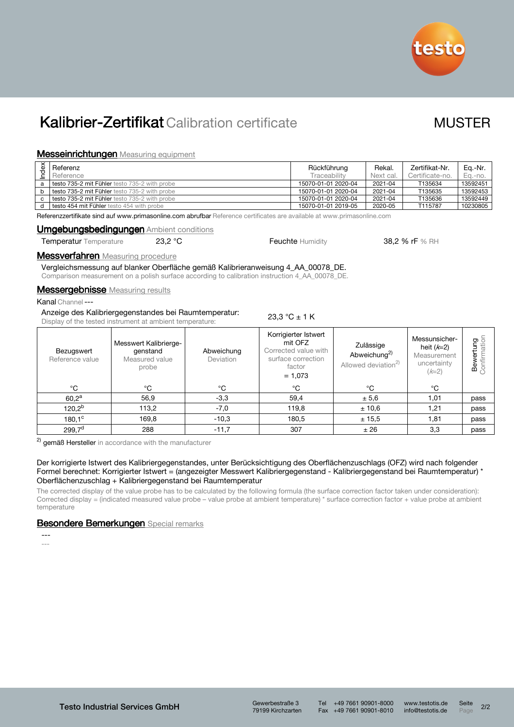# Kalibrier-Zertifikat Calibration certificate

MUSTER

## Messeinrichtungen Measuring equipment

| Index | Referenz Reference | Rückführung Traceability | Rekal. Next cal. | Zertifikat-Nr. Certificate-no. | Eq.-Nr. Eq.-no. |
|---|---|---|---|---|---|
| a | testo 735-2 mit Fühler testo 735-2 with probe | 15070-01-01 2020-04 | 2021-04 | T135634 | 13592451 |
| b | testo 735-2 mit Fühler testo 735-2 with probe | 15070-01-01 2020-04 | 2021-04 | T135635 | 13592453 |
| c | testo 735-2 mit Fühler testo 735-2 with probe | 15070-01-01 2020-04 | 2021-04 | T135636 | 13592449 |
| d | testo 454 mit Fühler testo 454 with probe | 15070-01-01 2019-05 | 2020-05 | T115787 | 10230805 |

Referenzzertifikate sind auf www.primasonline.com abrufbar Reference certificates are available at www.primasonline.com

## Umgebungsbedingungen Ambient conditions

Temperatur Temperature 23,2 °C Feuchte Humidity 38,2 % rF % RH

## Messverfahren Measuring procedure

Vergleichsmessung auf blanker Oberfläche gemäß Kalibrieranweisung 4_AA_00078_DE.
Comparison measurement on a polish surface according to calibration instruction 4_AA_00078_DE.

## Messergebnisse Measuring results

Kanal Channel ---

Anzeige des Kalibriergegenstandes bei Raumtemperatur: Display of the tested instrument at ambient temperature: 23,3 °C ± 1 K

| Bezugswert Reference value | Messwert Kalibriergegenstand Measured value probe | Abweichung Deviation | Korrigierter Istwert mit OFZ Corrected value with surface correction factor = 1,073 | Zulässige Abweichung[2] Allowed deviation[2] | Messunsicherheit ($k$=2) Measurement uncertainty ($k$=2) | Bewertung Confirmation |
|---|---|---|---|---|---|---|
| °C | °C | °C | °C | °C | °C | |
| 60,2[a] | 56,9 | -3,3 | 59,4 | ± 5,6 | 1,01 | pass |
| 120,2[b] | 113,2 | -7,0 | 119,8 | ± 10,6 | 1,21 | pass |
| 180,1[c] | 169,8 | -10,3 | 180,5 | ± 15,5 | 1,81 | pass |
| 299,7[d] | 288 | -11,7 | 307 | ± 26 | 3,3 | pass |

[2] gemäß Hersteller in accordance with the manufacturer

Der korrigierte Istwert des Kalibriergegenstandes, unter Berücksichtigung des Oberflächenzuschlags (OFZ) wird nach folgender Formel berechnet: Korrigierter Istwert = (angezeigter Messwert Kalibriergegenstand - Kalibriergegenstand bei Raumtemperatur) * Oberflächenzuschlag + Kalibriergegenstand bei Raumtemperatur

The corrected display of the value probe has to be calculated by the following formula (the surface correction factor taken under consideration): Corrected display = (indicated measured value probe – value probe at ambient temperature) * surface correction factor + value probe at ambient temperature

## Besondere Bemerkungen Special remarks

---

---

Testo Industrial Services GmbH
Gewerbestraße 3
79199 Kirchzarten
Tel +49 7661 90901-8000
Fax +49 7661 90901-8010
www.testotis.de
info@testotis.de